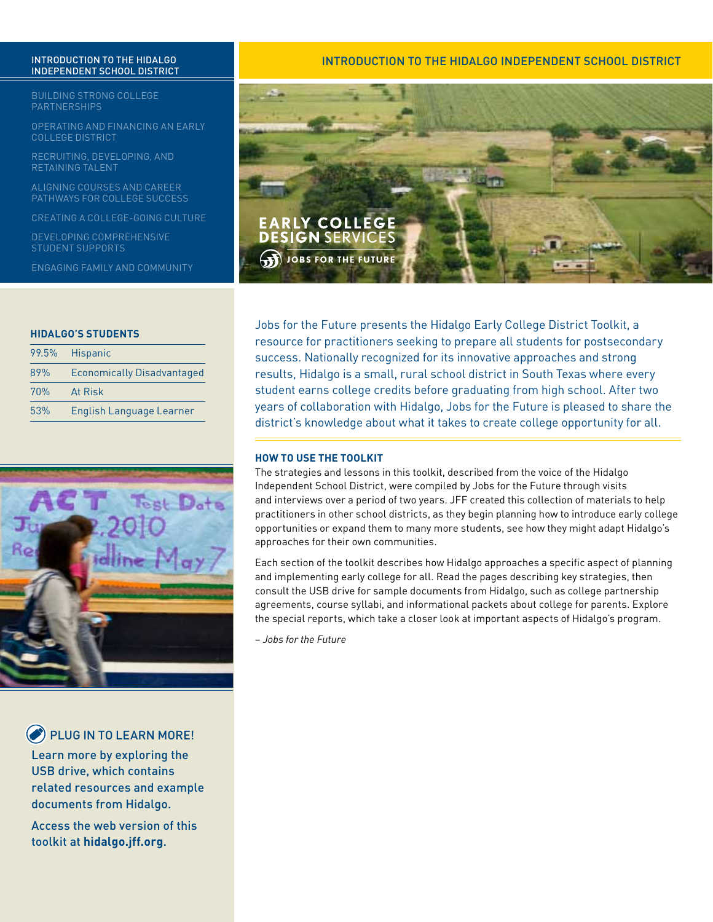# INTRODUCTION TO THE HIDALGO INDEPENDENT SCHOOL DISTRICT

- INTRODUCTION TO THE HIDALGO INDEPENDENT SCHOOL DISTRICT
- BUILDING STRONG COLLEGE PARTNERSHIPS
- OPERATING AND FINANCING AN EARLY COLLEGE DISTRICT
- RECRUITING, DEVELOPING, AND RETAINING TALENT
- ALIGNING COURSES AND CAREER PATHWAYS FOR COLLEGE SUCCESS
- CREATING A COLLEGE-GOING CULTURE
- DEVELOPING COMPREHENSIVE STUDENT SUPPORTS
- ENGAGING FAMILY AND COMMUNITY

EARLY COLLEGE DESIGN SERVICES
JOBS FOR THE FUTURE

Jobs for the Future presents the Hidalgo Early College District Toolkit, a resource for practitioners seeking to prepare all students for postsecondary success. Nationally recognized for its innovative approaches and strong results, Hidalgo is a small, rural school district in South Texas where every student earns college credits before graduating from high school. After two years of collaboration with Hidalgo, Jobs for the Future is pleased to share the district's knowledge about what it takes to create college opportunity for all.

### HOW TO USE THE TOOLKIT

The strategies and lessons in this toolkit, described from the voice of the Hidalgo Independent School District, were compiled by Jobs for the Future through visits and interviews over a period of two years. JFF created this collection of materials to help practitioners in other school districts, as they begin planning how to introduce early college opportunities or expand them to many more students, see how they might adapt Hidalgo's approaches for their own communities.

Each section of the toolkit describes how Hidalgo approaches a specific aspect of planning and implementing early college for all. Read the pages describing key strategies, then consult the USB drive for sample documents from Hidalgo, such as college partnership agreements, course syllabi, and informational packets about college for parents. Explore the special reports, which take a closer look at important aspects of Hidalgo's program.

*– Jobs for the Future*

### HIDALGO'S STUDENTS

| | |
|---|---|
| 99.5% | Hispanic |
| 89% | Economically Disadvantaged |
| 70% | At Risk |
| 53% | English Language Learner |

### PLUG IN TO LEARN MORE!

Learn more by exploring the USB drive, which contains related resources and example documents from Hidalgo.

Access the web version of this toolkit at **hidalgo.jff.org**.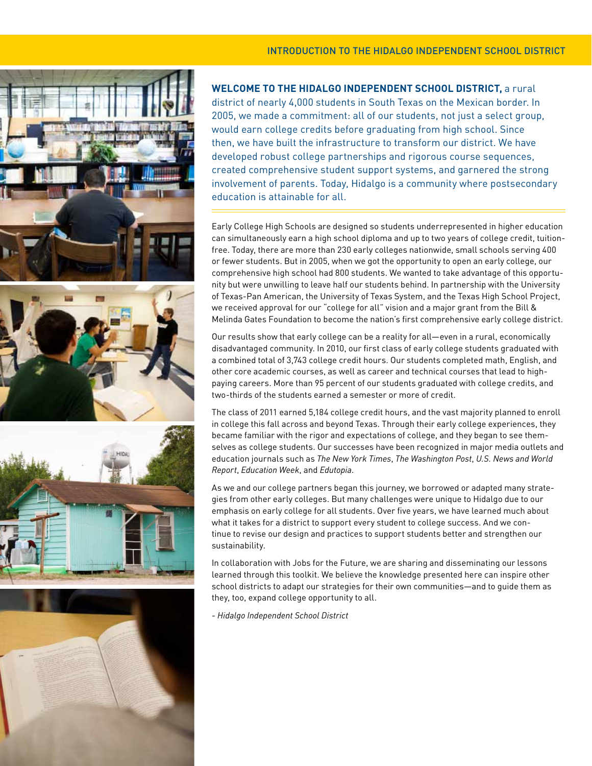# INTRODUCTION TO THE HIDALGO INDEPENDENT SCHOOL DISTRICT

**WELCOME TO THE HIDALGO INDEPENDENT SCHOOL DISTRICT,** a rural district of nearly 4,000 students in South Texas on the Mexican border. In 2005, we made a commitment: all of our students, not just a select group, would earn college credits before graduating from high school. Since then, we have built the infrastructure to transform our district. We have developed robust college partnerships and rigorous course sequences, created comprehensive student support systems, and garnered the strong involvement of parents. Today, Hidalgo is a community where postsecondary education is attainable for all.

Early College High Schools are designed so students underrepresented in higher education can simultaneously earn a high school diploma and up to two years of college credit, tuition-free. Today, there are more than 230 early colleges nationwide, small schools serving 400 or fewer students. But in 2005, when we got the opportunity to open an early college, our comprehensive high school had 800 students. We wanted to take advantage of this opportunity but were unwilling to leave half our students behind. In partnership with the University of Texas-Pan American, the University of Texas System, and the Texas High School Project, we received approval for our "college for all" vision and a major grant from the Bill & Melinda Gates Foundation to become the nation's first comprehensive early college district.

Our results show that early college can be a reality for all—even in a rural, economically disadvantaged community. In 2010, our first class of early college students graduated with a combined total of 3,743 college credit hours. Our students completed math, English, and other core academic courses, as well as career and technical courses that lead to high-paying careers. More than 95 percent of our students graduated with college credits, and two-thirds of the students earned a semester or more of credit.

The class of 2011 earned 5,184 college credit hours, and the vast majority planned to enroll in college this fall across and beyond Texas. Through their early college experiences, they became familiar with the rigor and expectations of college, and they began to see themselves as college students. Our successes have been recognized in major media outlets and education journals such as *The New York Times*, *The Washington Post*, *U.S. News and World Report*, *Education Week*, and *Edutopia*.

As we and our college partners began this journey, we borrowed or adapted many strategies from other early colleges. But many challenges were unique to Hidalgo due to our emphasis on early college for all students. Over five years, we have learned much about what it takes for a district to support every student to college success. And we continue to revise our design and practices to support students better and strengthen our sustainability.

In collaboration with Jobs for the Future, we are sharing and disseminating our lessons learned through this toolkit. We believe the knowledge presented here can inspire other school districts to adapt our strategies for their own communities—and to guide them as they, too, expand college opportunity to all.

*- Hidalgo Independent School District*